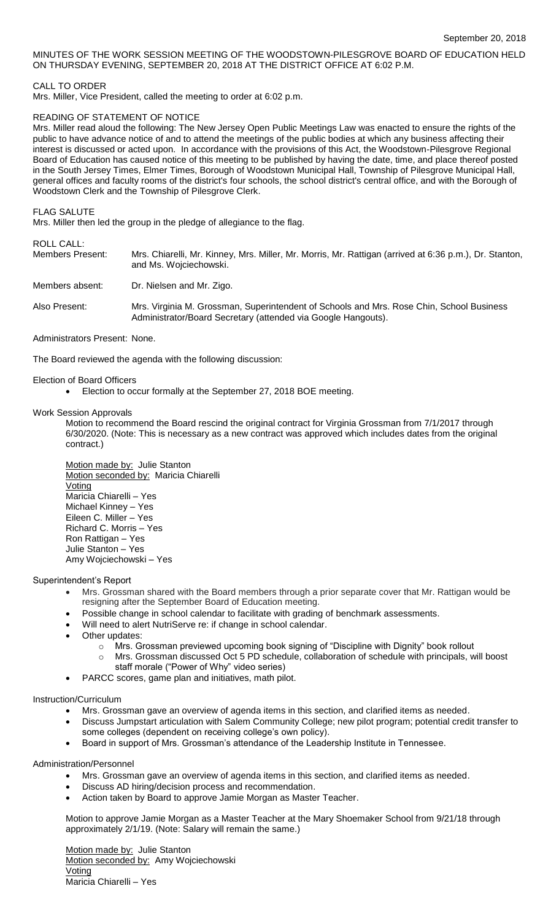September 20, 2018

MINUTES OF THE WORK SESSION MEETING OF THE WOODSTOWN-PILESGROVE BOARD OF EDUCATION HELD ON THURSDAY EVENING, SEPTEMBER 20, 2018 AT THE DISTRICT OFFICE AT 6:02 P.M.

CALL TO ORDER

Mrs. Miller, Vice President, called the meeting to order at 6:02 p.m.

READING OF STATEMENT OF NOTICE

Mrs. Miller read aloud the following: The New Jersey Open Public Meetings Law was enacted to ensure the rights of the public to have advance notice of and to attend the meetings of the public bodies at which any business affecting their interest is discussed or acted upon. In accordance with the provisions of this Act, the Woodstown-Pilesgrove Regional Board of Education has caused notice of this meeting to be published by having the date, time, and place thereof posted in the South Jersey Times, Elmer Times, Borough of Woodstown Municipal Hall, Township of Pilesgrove Municipal Hall, general offices and faculty rooms of the district's four schools, the school district's central office, and with the Borough of Woodstown Clerk and the Township of Pilesgrove Clerk.

FLAG SALUTE

Mrs. Miller then led the group in the pledge of allegiance to the flag.

ROLL CALL:

Members Present: Mrs. Chiarelli, Mr. Kinney, Mrs. Miller, Mr. Morris, Mr. Rattigan (arrived at 6:36 p.m.), Dr. Stanton, and Ms. Wojciechowski.

Members absent: Dr. Nielsen and Mr. Zigo.

Also Present: Mrs. Virginia M. Grossman, Superintendent of Schools and Mrs. Rose Chin, School Business Administrator/Board Secretary (attended via Google Hangouts).

Administrators Present: None.

The Board reviewed the agenda with the following discussion:

Election of Board Officers

- Election to occur formally at the September 27, 2018 BOE meeting.

Work Session Approvals

Motion to recommend the Board rescind the original contract for Virginia Grossman from 7/1/2017 through 6/30/2020. (Note: This is necessary as a new contract was approved which includes dates from the original contract.)

Motion made by: Julie Stanton
Motion seconded by: Maricia Chiarelli
Voting
Maricia Chiarelli – Yes
Michael Kinney – Yes
Eileen C. Miller – Yes
Richard C. Morris – Yes
Ron Rattigan – Yes
Julie Stanton – Yes
Amy Wojciechowski – Yes

Superintendent's Report

- Mrs. Grossman shared with the Board members through a prior separate cover that Mr. Rattigan would be resigning after the September Board of Education meeting.
- Possible change in school calendar to facilitate with grading of benchmark assessments.
- Will need to alert NutriServe re: if change in school calendar.
- Other updates:
  - Mrs. Grossman previewed upcoming book signing of "Discipline with Dignity" book rollout
  - Mrs. Grossman discussed Oct 5 PD schedule, collaboration of schedule with principals, will boost staff morale ("Power of Why" video series)
- PARCC scores, game plan and initiatives, math pilot.

Instruction/Curriculum

- Mrs. Grossman gave an overview of agenda items in this section, and clarified items as needed.
- Discuss Jumpstart articulation with Salem Community College; new pilot program; potential credit transfer to some colleges (dependent on receiving college's own policy).
- Board in support of Mrs. Grossman's attendance of the Leadership Institute in Tennessee.

Administration/Personnel

- Mrs. Grossman gave an overview of agenda items in this section, and clarified items as needed.
- Discuss AD hiring/decision process and recommendation.
- Action taken by Board to approve Jamie Morgan as Master Teacher.

Motion to approve Jamie Morgan as a Master Teacher at the Mary Shoemaker School from 9/21/18 through approximately 2/1/19. (Note: Salary will remain the same.)

Motion made by: Julie Stanton
Motion seconded by: Amy Wojciechowski
Voting
Maricia Chiarelli – Yes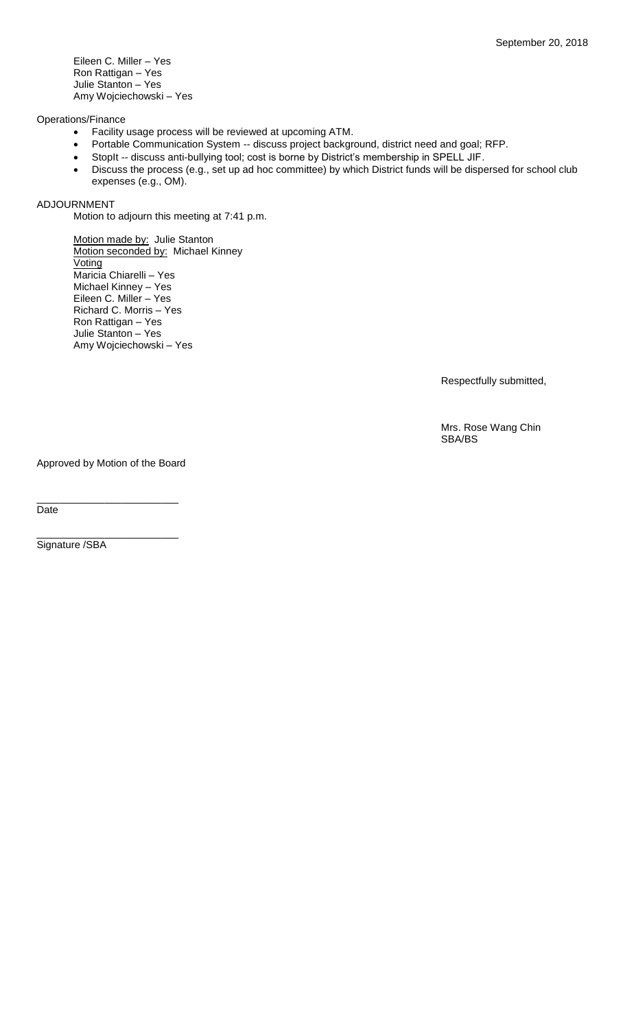Eileen C. Miller – Yes
Ron Rattigan – Yes
Julie Stanton – Yes
Amy Wojciechowski – Yes

Operations/Finance

- Facility usage process will be reviewed at upcoming ATM.
- Portable Communication System -- discuss project background, district need and goal; RFP.
- StopIt -- discuss anti-bullying tool; cost is borne by District's membership in SPELL JIF.
- Discuss the process (e.g., set up ad hoc committee) by which District funds will be dispersed for school club expenses (e.g., OM).

ADJOURNMENT

Motion to adjourn this meeting at 7:41 p.m.

Motion made by: Julie Stanton
Motion seconded by: Michael Kinney
Voting
Maricia Chiarelli – Yes
Michael Kinney – Yes
Eileen C. Miller – Yes
Richard C. Morris – Yes
Ron Rattigan – Yes
Julie Stanton – Yes
Amy Wojciechowski – Yes

Respectfully submitted,

Mrs. Rose Wang Chin
SBA/BS

Approved by Motion of the Board

Date

Signature /SBA